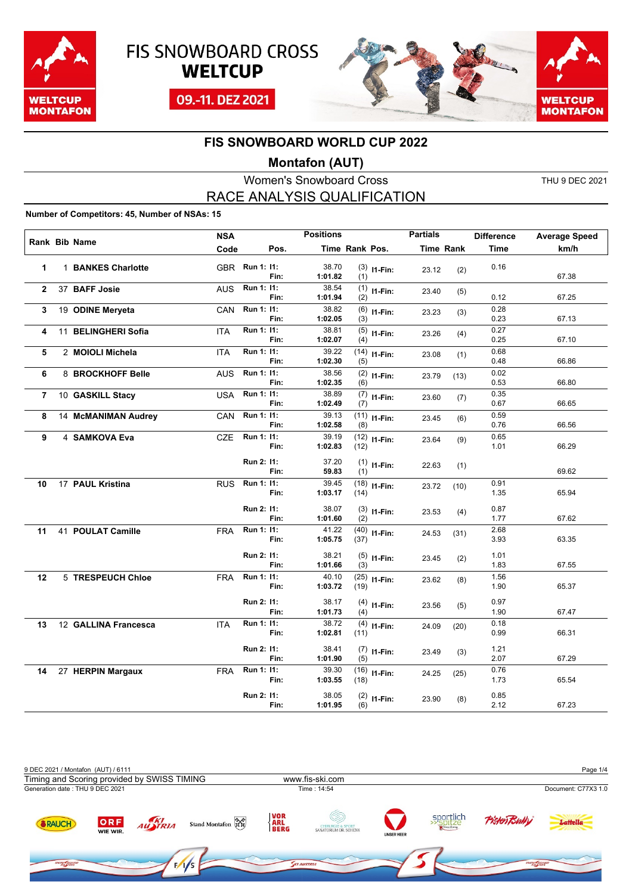# FIS SNOWBOARD CROSS WELTCUP

09.-11. DEZ 2021

## FIS SNOWBOARD WORLD CUP 2022

### Montafon (AUT)

Women's Snowboard Cross

THU 9 DEC 2021

RACE ANALYSIS QUALIFICATION

**Number of Competitors: 45, Number of NSAs: 15**

| Rank | Bib | Name | NSA Code | Pos. | Time | Rank | Pos. | Partials Time | Partials Rank | Difference Time | Average Speed km/h |
|---|---|---|---|---|---|---|---|---|---|---|---|
| 1 | 1 | **BANKES Charlotte** | GBR | Run 1: I1: | 38.70 | (3) | I1-Fin: | 23.12 | (2) | 0.16 | |
| | | | | Fin: | **1:01.82** | (1) | | | | | 67.38 |
| 2 | 37 | **BAFF Josie** | AUS | Run 1: I1: | 38.54 | (1) | I1-Fin: | 23.40 | (5) | | |
| | | | | Fin: | **1:01.94** | (2) | | | | 0.12 | 67.25 |
| 3 | 19 | **ODINE Meryeta** | CAN | Run 1: I1: | 38.82 | (6) | I1-Fin: | 23.23 | (3) | 0.28 | |
| | | | | Fin: | **1:02.05** | (3) | | | | 0.23 | 67.13 |
| 4 | 11 | **BELINGHERI Sofia** | ITA | Run 1: I1: | 38.81 | (5) | I1-Fin: | 23.26 | (4) | 0.27 | |
| | | | | Fin: | **1:02.07** | (4) | | | | 0.25 | 67.10 |
| 5 | 2 | **MOIOLI Michela** | ITA | Run 1: I1: | 39.22 | (14) | I1-Fin: | 23.08 | (1) | 0.68 | |
| | | | | Fin: | **1:02.30** | (5) | | | | 0.48 | 66.86 |
| 6 | 8 | **BROCKHOFF Belle** | AUS | Run 1: I1: | 38.56 | (2) | I1-Fin: | 23.79 | (13) | 0.02 | |
| | | | | Fin: | **1:02.35** | (6) | | | | 0.53 | 66.80 |
| 7 | 10 | **GASKILL Stacy** | USA | Run 1: I1: | 38.89 | (7) | I1-Fin: | 23.60 | (7) | 0.35 | |
| | | | | Fin: | **1:02.49** | (7) | | | | 0.67 | 66.65 |
| 8 | 14 | **McMANIMAN Audrey** | CAN | Run 1: I1: | 39.13 | (11) | I1-Fin: | 23.45 | (6) | 0.59 | |
| | | | | Fin: | **1:02.58** | (8) | | | | 0.76 | 66.56 |
| 9 | 4 | **SAMKOVA Eva** | CZE | Run 1: I1: | 39.19 | (12) | I1-Fin: | 23.64 | (9) | 0.65 | |
| | | | | Fin: | **1:02.83** | (12) | | | | 1.01 | 66.29 |
| | | | | Run 2: I1: | 37.20 | (1) | I1-Fin: | 22.63 | (1) | | |
| | | | | Fin: | **59.83** | (1) | | | | | 69.62 |
| 10 | 17 | **PAUL Kristina** | RUS | Run 1: I1: | 39.45 | (18) | I1-Fin: | 23.72 | (10) | 0.91 | |
| | | | | Fin: | **1:03.17** | (14) | | | | 1.35 | 65.94 |
| | | | | Run 2: I1: | 38.07 | (3) | I1-Fin: | 23.53 | (4) | 0.87 | |
| | | | | Fin: | **1:01.60** | (2) | | | | 1.77 | 67.62 |
| 11 | 41 | **POULAT Camille** | FRA | Run 1: I1: | 41.22 | (40) | I1-Fin: | 24.53 | (31) | 2.68 | |
| | | | | Fin: | **1:05.75** | (37) | | | | 3.93 | 63.35 |
| | | | | Run 2: I1: | 38.21 | (5) | I1-Fin: | 23.45 | (2) | 1.01 | |
| | | | | Fin: | **1:01.66** | (3) | | | | 1.83 | 67.55 |
| 12 | 5 | **TRESPEUCH Chloe** | FRA | Run 1: I1: | 40.10 | (25) | I1-Fin: | 23.62 | (8) | 1.56 | |
| | | | | Fin: | **1:03.72** | (19) | | | | 1.90 | 65.37 |
| | | | | Run 2: I1: | 38.17 | (4) | I1-Fin: | 23.56 | (5) | 0.97 | |
| | | | | Fin: | **1:01.73** | (4) | | | | 1.90 | 67.47 |
| 13 | 12 | **GALLINA Francesca** | ITA | Run 1: I1: | 38.72 | (4) | I1-Fin: | 24.09 | (20) | 0.18 | |
| | | | | Fin: | **1:02.81** | (11) | | | | 0.99 | 66.31 |
| | | | | Run 2: I1: | 38.41 | (7) | I1-Fin: | 23.49 | (3) | 1.21 | |
| | | | | Fin: | **1:01.90** | (5) | | | | 2.07 | 67.29 |
| 14 | 27 | **HERPIN Margaux** | FRA | Run 1: I1: | 39.30 | (16) | I1-Fin: | 24.25 | (25) | 0.76 | |
| | | | | Fin: | **1:03.55** | (18) | | | | 1.73 | 65.54 |
| | | | | Run 2: I1: | 38.05 | (2) | I1-Fin: | 23.90 | (8) | 0.85 | |
| | | | | Fin: | **1:01.95** | (6) | | | | 2.12 | 67.23 |

9 DEC 2021 / Montafon (AUT) / 6111

Timing and Scoring provided by SWISS TIMING — www.fis-ski.com

Generation date : THU 9 DEC 2021 — Time : 14:54 — Document: C77X3 1.0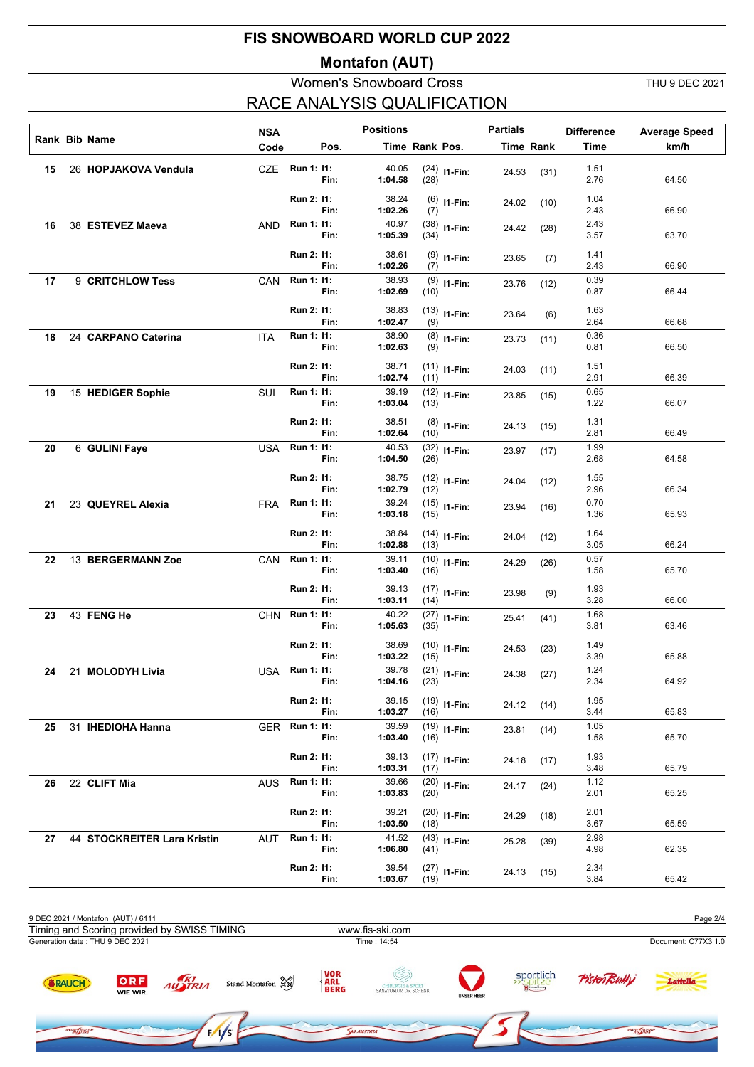# FIS SNOWBOARD WORLD CUP 2022

## Montafon (AUT)

### Women's Snowboard Cross

THU 9 DEC 2021

## RACE ANALYSIS QUALIFICATION

| Rank | Bib | Name | NSA Code | Pos. | | Positions Time | Rank | Pos. | Partials Time | Rank | Difference Time | Average Speed km/h |
|---|---|---|---|---|---|---|---|---|---|---|---|---|
| 15 | 26 | **HOPJAKOVA Vendula** | CZE | Run 1: | I1: | 40.05 | (24) | I1-Fin: | 24.53 | (31) | 1.51 | |
| | | | | | Fin: | **1:04.58** | (28) | | | | 2.76 | 64.50 |
| | | | | Run 2: | I1: | 38.24 | (6) | I1-Fin: | 24.02 | (10) | 1.04 | |
| | | | | | Fin: | **1:02.26** | (7) | | | | 2.43 | 66.90 |
| 16 | 38 | **ESTEVEZ Maeva** | AND | Run 1: | I1: | 40.97 | (38) | I1-Fin: | 24.42 | (28) | 2.43 | |
| | | | | | Fin: | **1:05.39** | (34) | | | | 3.57 | 63.70 |
| | | | | Run 2: | I1: | 38.61 | (9) | I1-Fin: | 23.65 | (7) | 1.41 | |
| | | | | | Fin: | **1:02.26** | (7) | | | | 2.43 | 66.90 |
| 17 | 9 | **CRITCHLOW Tess** | CAN | Run 1: | I1: | 38.93 | (9) | I1-Fin: | 23.76 | (12) | 0.39 | |
| | | | | | Fin: | **1:02.69** | (10) | | | | 0.87 | 66.44 |
| | | | | Run 2: | I1: | 38.83 | (13) | I1-Fin: | 23.64 | (6) | 1.63 | |
| | | | | | Fin: | **1:02.47** | (9) | | | | 2.64 | 66.68 |
| 18 | 24 | **CARPANO Caterina** | ITA | Run 1: | I1: | 38.90 | (8) | I1-Fin: | 23.73 | (11) | 0.36 | |
| | | | | | Fin: | **1:02.63** | (9) | | | | 0.81 | 66.50 |
| | | | | Run 2: | I1: | 38.71 | (11) | I1-Fin: | 24.03 | (11) | 1.51 | |
| | | | | | Fin: | **1:02.74** | (11) | | | | 2.91 | 66.39 |
| 19 | 15 | **HEDIGER Sophie** | SUI | Run 1: | I1: | 39.19 | (12) | I1-Fin: | 23.85 | (15) | 0.65 | |
| | | | | | Fin: | **1:03.04** | (13) | | | | 1.22 | 66.07 |
| | | | | Run 2: | I1: | 38.51 | (8) | I1-Fin: | 24.13 | (15) | 1.31 | |
| | | | | | Fin: | **1:02.64** | (10) | | | | 2.81 | 66.49 |
| 20 | 6 | **GULINI Faye** | USA | Run 1: | I1: | 40.53 | (32) | I1-Fin: | 23.97 | (17) | 1.99 | |
| | | | | | Fin: | **1:04.50** | (26) | | | | 2.68 | 64.58 |
| | | | | Run 2: | I1: | 38.75 | (12) | I1-Fin: | 24.04 | (12) | 1.55 | |
| | | | | | Fin: | **1:02.79** | (12) | | | | 2.96 | 66.34 |
| 21 | 23 | **QUEYREL Alexia** | FRA | Run 1: | I1: | 39.24 | (15) | I1-Fin: | 23.94 | (16) | 0.70 | |
| | | | | | Fin: | **1:03.18** | (15) | | | | 1.36 | 65.93 |
| | | | | Run 2: | I1: | 38.84 | (14) | I1-Fin: | 24.04 | (12) | 1.64 | |
| | | | | | Fin: | **1:02.88** | (13) | | | | 3.05 | 66.24 |
| 22 | 13 | **BERGERMANN Zoe** | CAN | Run 1: | I1: | 39.11 | (10) | I1-Fin: | 24.29 | (26) | 0.57 | |
| | | | | | Fin: | **1:03.40** | (16) | | | | 1.58 | 65.70 |
| | | | | Run 2: | I1: | 39.13 | (17) | I1-Fin: | 23.98 | (9) | 1.93 | |
| | | | | | Fin: | **1:03.11** | (14) | | | | 3.28 | 66.00 |
| 23 | 43 | **FENG He** | CHN | Run 1: | I1: | 40.22 | (27) | I1-Fin: | 25.41 | (41) | 1.68 | |
| | | | | | Fin: | **1:05.63** | (35) | | | | 3.81 | 63.46 |
| | | | | Run 2: | I1: | 38.69 | (10) | I1-Fin: | 24.53 | (23) | 1.49 | |
| | | | | | Fin: | **1:03.22** | (15) | | | | 3.39 | 65.88 |
| 24 | 21 | **MOLODYH Livia** | USA | Run 1: | I1: | 39.78 | (21) | I1-Fin: | 24.38 | (27) | 1.24 | |
| | | | | | Fin: | **1:04.16** | (23) | | | | 2.34 | 64.92 |
| | | | | Run 2: | I1: | 39.15 | (19) | I1-Fin: | 24.12 | (14) | 1.95 | |
| | | | | | Fin: | **1:03.27** | (16) | | | | 3.44 | 65.83 |
| 25 | 31 | **IHEDIOHA Hanna** | GER | Run 1: | I1: | 39.59 | (19) | I1-Fin: | 23.81 | (14) | 1.05 | |
| | | | | | Fin: | **1:03.40** | (16) | | | | 1.58 | 65.70 |
| | | | | Run 2: | I1: | 39.13 | (17) | I1-Fin: | 24.18 | (17) | 1.93 | |
| | | | | | Fin: | **1:03.31** | (17) | | | | 3.48 | 65.79 |
| 26 | 22 | **CLIFT Mia** | AUS | Run 1: | I1: | 39.66 | (20) | I1-Fin: | 24.17 | (24) | 1.12 | |
| | | | | | Fin: | **1:03.83** | (20) | | | | 2.01 | 65.25 |
| | | | | Run 2: | I1: | 39.21 | (20) | I1-Fin: | 24.29 | (18) | 2.01 | |
| | | | | | Fin: | **1:03.50** | (18) | | | | 3.67 | 65.59 |
| 27 | 44 | **STOCKREITER Lara Kristin** | AUT | Run 1: | I1: | 41.52 | (43) | I1-Fin: | 25.28 | (39) | 2.98 | |
| | | | | | Fin: | **1:06.80** | (41) | | | | 4.98 | 62.35 |
| | | | | Run 2: | I1: | 39.54 | (27) | I1-Fin: | 24.13 | (15) | 2.34 | |
| | | | | | Fin: | **1:03.67** | (19) | | | | 3.84 | 65.42 |

9 DEC 2021 / Montafon (AUT) / 6111

Timing and Scoring provided by SWISS TIMING — www.fis-ski.com

Generation date : THU 9 DEC 2021 — Time : 14:54 — Document: C77X3 1.0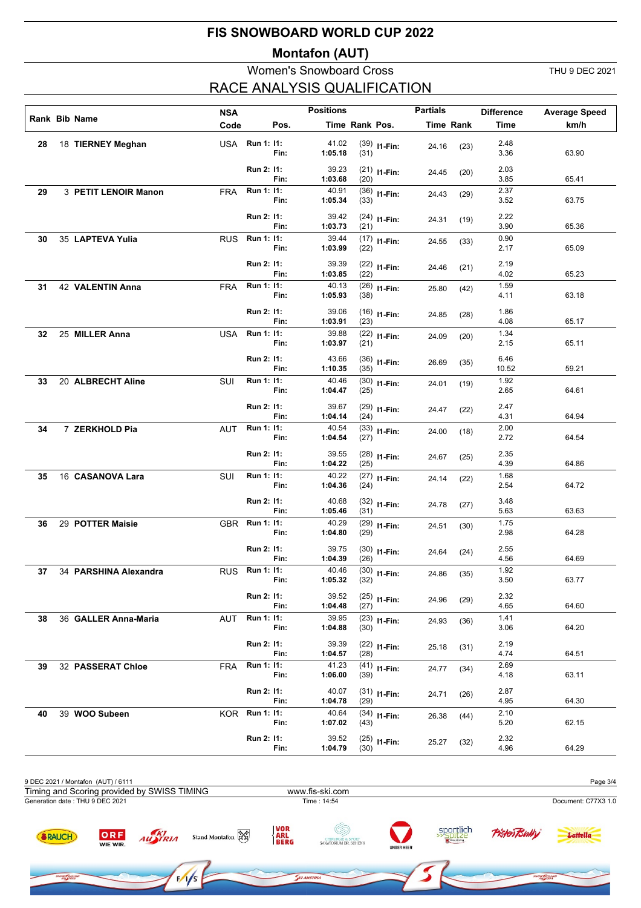# FIS SNOWBOARD WORLD CUP 2022

## Montafon (AUT)

### Women's Snowboard Cross

THU 9 DEC 2021

## RACE ANALYSIS QUALIFICATION

| Rank | Bib | Name | NSA Code | Pos. | | Positions Time | Rank | Pos. | Partials Time | Rank | Difference Time | Average Speed km/h |
|---|---|---|---|---|---|---|---|---|---|---|---|---|
| 28 | 18 | **TIERNEY Meghan** | USA | Run 1: | I1: | 41.02 | (39) | I1-Fin: | 24.16 | (23) | 2.48 | |
| | | | | | Fin: | **1:05.18** | (31) | | | | 3.36 | 63.90 |
| | | | | Run 2: | I1: | 39.23 | (21) | I1-Fin: | 24.45 | (20) | 2.03 | |
| | | | | | Fin: | **1:03.68** | (20) | | | | 3.85 | 65.41 |
| 29 | 3 | **PETIT LENOIR Manon** | FRA | Run 1: | I1: | 40.91 | (36) | I1-Fin: | 24.43 | (29) | 2.37 | |
| | | | | | Fin: | **1:05.34** | (33) | | | | 3.52 | 63.75 |
| | | | | Run 2: | I1: | 39.42 | (24) | I1-Fin: | 24.31 | (19) | 2.22 | |
| | | | | | Fin: | **1:03.73** | (21) | | | | 3.90 | 65.36 |
| 30 | 35 | **LAPTEVA Yulia** | RUS | Run 1: | I1: | 39.44 | (17) | I1-Fin: | 24.55 | (33) | 0.90 | |
| | | | | | Fin: | **1:03.99** | (22) | | | | 2.17 | 65.09 |
| | | | | Run 2: | I1: | 39.39 | (22) | I1-Fin: | 24.46 | (21) | 2.19 | |
| | | | | | Fin: | **1:03.85** | (22) | | | | 4.02 | 65.23 |
| 31 | 42 | **VALENTIN Anna** | FRA | Run 1: | I1: | 40.13 | (26) | I1-Fin: | 25.80 | (42) | 1.59 | |
| | | | | | Fin: | **1:05.93** | (38) | | | | 4.11 | 63.18 |
| | | | | Run 2: | I1: | 39.06 | (16) | I1-Fin: | 24.85 | (28) | 1.86 | |
| | | | | | Fin: | **1:03.91** | (23) | | | | 4.08 | 65.17 |
| 32 | 25 | **MILLER Anna** | USA | Run 1: | I1: | 39.88 | (22) | I1-Fin: | 24.09 | (20) | 1.34 | |
| | | | | | Fin: | **1:03.97** | (21) | | | | 2.15 | 65.11 |
| | | | | Run 2: | I1: | 43.66 | (36) | I1-Fin: | 26.69 | (35) | 6.46 | |
| | | | | | Fin: | **1:10.35** | (35) | | | | 10.52 | 59.21 |
| 33 | 20 | **ALBRECHT Aline** | SUI | Run 1: | I1: | 40.46 | (30) | I1-Fin: | 24.01 | (19) | 1.92 | |
| | | | | | Fin: | **1:04.47** | (25) | | | | 2.65 | 64.61 |
| | | | | Run 2: | I1: | 39.67 | (29) | I1-Fin: | 24.47 | (22) | 2.47 | |
| | | | | | Fin: | **1:04.14** | (24) | | | | 4.31 | 64.94 |
| 34 | 7 | **ZERKHOLD Pia** | AUT | Run 1: | I1: | 40.54 | (33) | I1-Fin: | 24.00 | (18) | 2.00 | |
| | | | | | Fin: | **1:04.54** | (27) | | | | 2.72 | 64.54 |
| | | | | Run 2: | I1: | 39.55 | (28) | I1-Fin: | 24.67 | (25) | 2.35 | |
| | | | | | Fin: | **1:04.22** | (25) | | | | 4.39 | 64.86 |
| 35 | 16 | **CASANOVA Lara** | SUI | Run 1: | I1: | 40.22 | (27) | I1-Fin: | 24.14 | (22) | 1.68 | |
| | | | | | Fin: | **1:04.36** | (24) | | | | 2.54 | 64.72 |
| | | | | Run 2: | I1: | 40.68 | (32) | I1-Fin: | 24.78 | (27) | 3.48 | |
| | | | | | Fin: | **1:05.46** | (31) | | | | 5.63 | 63.63 |
| 36 | 29 | **POTTER Maisie** | GBR | Run 1: | I1: | 40.29 | (29) | I1-Fin: | 24.51 | (30) | 1.75 | |
| | | | | | Fin: | **1:04.80** | (29) | | | | 2.98 | 64.28 |
| | | | | Run 2: | I1: | 39.75 | (30) | I1-Fin: | 24.64 | (24) | 2.55 | |
| | | | | | Fin: | **1:04.39** | (26) | | | | 4.56 | 64.69 |
| 37 | 34 | **PARSHINA Alexandra** | RUS | Run 1: | I1: | 40.46 | (30) | I1-Fin: | 24.86 | (35) | 1.92 | |
| | | | | | Fin: | **1:05.32** | (32) | | | | 3.50 | 63.77 |
| | | | | Run 2: | I1: | 39.52 | (25) | I1-Fin: | 24.96 | (29) | 2.32 | |
| | | | | | Fin: | **1:04.48** | (27) | | | | 4.65 | 64.60 |
| 38 | 36 | **GALLER Anna-Maria** | AUT | Run 1: | I1: | 39.95 | (23) | I1-Fin: | 24.93 | (36) | 1.41 | |
| | | | | | Fin: | **1:04.88** | (30) | | | | 3.06 | 64.20 |
| | | | | Run 2: | I1: | 39.39 | (22) | I1-Fin: | 25.18 | (31) | 2.19 | |
| | | | | | Fin: | **1:04.57** | (28) | | | | 4.74 | 64.51 |
| 39 | 32 | **PASSERAT Chloe** | FRA | Run 1: | I1: | 41.23 | (41) | I1-Fin: | 24.77 | (34) | 2.69 | |
| | | | | | Fin: | **1:06.00** | (39) | | | | 4.18 | 63.11 |
| | | | | Run 2: | I1: | 40.07 | (31) | I1-Fin: | 24.71 | (26) | 2.87 | |
| | | | | | Fin: | **1:04.78** | (29) | | | | 4.95 | 64.30 |
| 40 | 39 | **WOO Subeen** | KOR | Run 1: | I1: | 40.64 | (34) | I1-Fin: | 26.38 | (44) | 2.10 | |
| | | | | | Fin: | **1:07.02** | (43) | | | | 5.20 | 62.15 |
| | | | | Run 2: | I1: | 39.52 | (25) | I1-Fin: | 25.27 | (32) | 2.32 | |
| | | | | | Fin: | **1:04.79** | (30) | | | | 4.96 | 64.29 |

9 DEC 2021 / Montafon (AUT) / 6111

Timing and Scoring provided by SWISS TIMING — www.fis-ski.com

Generation date : THU 9 DEC 2021 — Time : 14:54 — Document: C77X3 1.0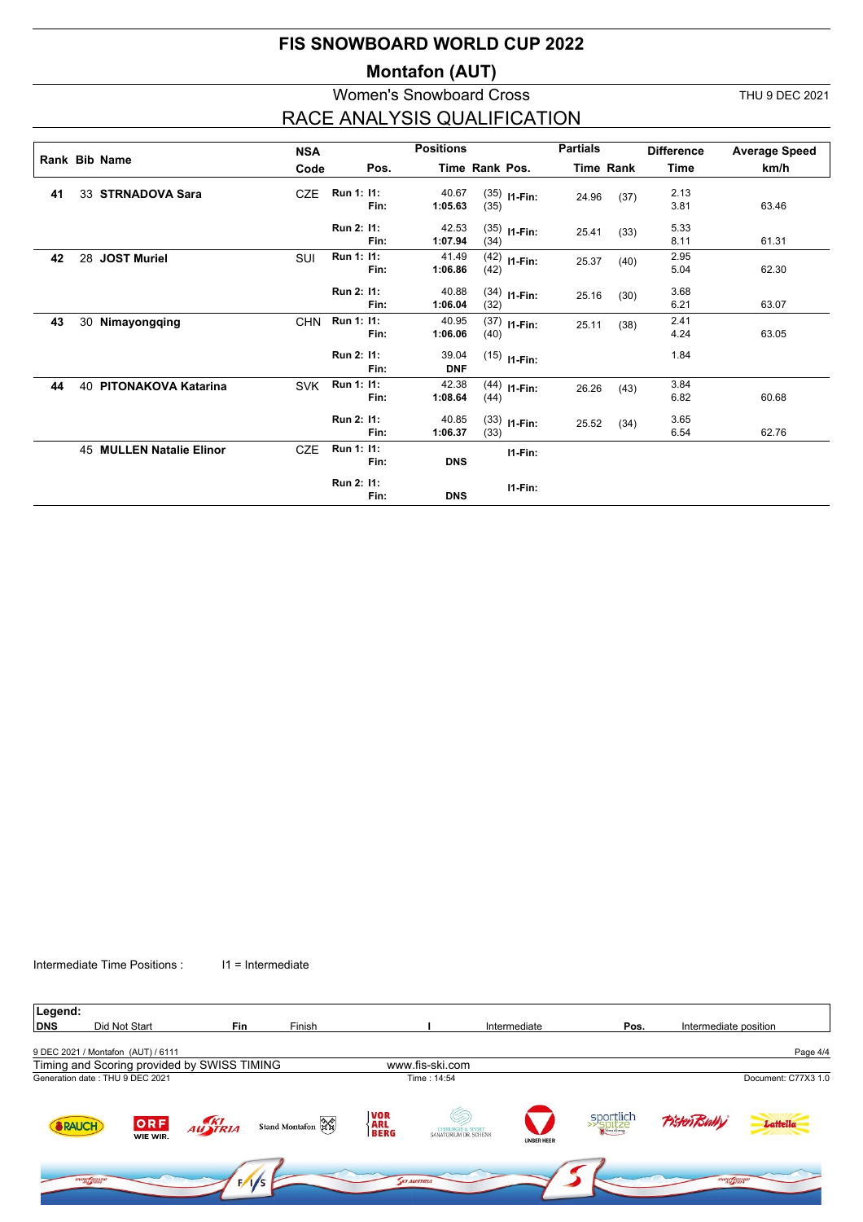# FIS SNOWBOARD WORLD CUP 2022

## Montafon (AUT)

### Women's Snowboard Cross

THU 9 DEC 2021

## RACE ANALYSIS QUALIFICATION

| Rank | Bib | Name | NSA Code | | Pos. | Positions Time | Rank | Pos. | Partials Time | Rank | Difference Time | Average Speed km/h |
|---|---|---|---|---|---|---|---|---|---|---|---|---|
| 41 | 33 | **STRNADOVA Sara** | CZE | **Run 1:** | **I1:** | 40.67 | (35) | **I1-Fin:** | 24.96 | (37) | 2.13 | |
| | | | | | **Fin:** | **1:05.63** | (35) | | | | 3.81 | 63.46 |
| | | | | **Run 2:** | **I1:** | 42.53 | (35) | **I1-Fin:** | 25.41 | (33) | 5.33 | |
| | | | | | **Fin:** | **1:07.94** | (34) | | | | 8.11 | 61.31 |
| 42 | 28 | **JOST Muriel** | SUI | **Run 1:** | **I1:** | 41.49 | (42) | **I1-Fin:** | 25.37 | (40) | 2.95 | |
| | | | | | **Fin:** | **1:06.86** | (42) | | | | 5.04 | 62.30 |
| | | | | **Run 2:** | **I1:** | 40.88 | (34) | **I1-Fin:** | 25.16 | (30) | 3.68 | |
| | | | | | **Fin:** | **1:06.04** | (32) | | | | 6.21 | 63.07 |
| 43 | 30 | **Nimayongqing** | CHN | **Run 1:** | **I1:** | 40.95 | (37) | **I1-Fin:** | 25.11 | (38) | 2.41 | |
| | | | | | **Fin:** | **1:06.06** | (40) | | | | 4.24 | 63.05 |
| | | | | **Run 2:** | **I1:** | 39.04 | (15) | **I1-Fin:** | | | 1.84 | |
| | | | | | **Fin:** | **DNF** | | | | | | |
| 44 | 40 | **PITONAKOVA Katarina** | SVK | **Run 1:** | **I1:** | 42.38 | (44) | **I1-Fin:** | 26.26 | (43) | 3.84 | |
| | | | | | **Fin:** | **1:08.64** | (44) | | | | 6.82 | 60.68 |
| | | | | **Run 2:** | **I1:** | 40.85 | (33) | **I1-Fin:** | 25.52 | (34) | 3.65 | |
| | | | | | **Fin:** | **1:06.37** | (33) | | | | 6.54 | 62.76 |
| | 45 | **MULLEN Natalie Elinor** | CZE | **Run 1:** | **I1:** | | | **I1-Fin:** | | | | |
| | | | | | **Fin:** | **DNS** | | | | | | |
| | | | | **Run 2:** | **I1:** | | | **I1-Fin:** | | | | |
| | | | | | **Fin:** | **DNS** | | | | | | |

Intermediate Time Positions : I1 = Intermediate

| **Legend:** | | | | | | | |
|---|---|---|---|---|---|---|---|
| **DNS** | Did Not Start | **Fin** | Finish | **I** | Intermediate | **Pos.** | Intermediate position |

9 DEC 2021 / Montafon (AUT) / 6111

Timing and Scoring provided by SWISS TIMING

www.fis-ski.com

Generation date : THU 9 DEC 2021

Time : 14:54

Document: C77X3 1.0